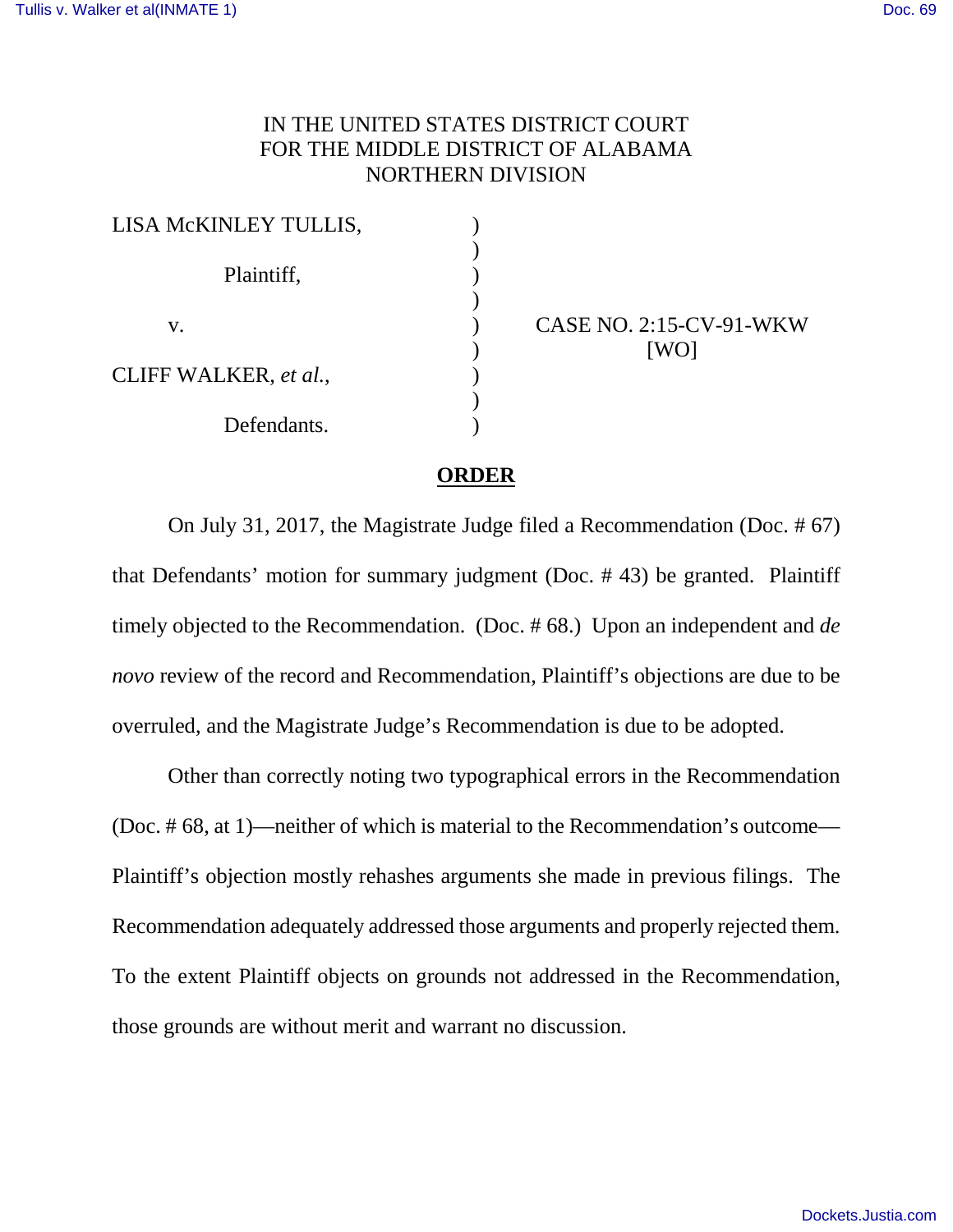IN THE UNITED STATES DISTRICT COURT
FOR THE MIDDLE DISTRICT OF ALABAMA
NORTHERN DIVISION

| | | |
|---|---|---|
| LISA McKINLEY TULLIS, | ) | |
| | ) | |
| Plaintiff, | ) | |
| | ) | |
| v. | ) | CASE NO. 2:15-CV-91-WKW |
| | ) | [WO] |
| CLIFF WALKER, *et al.*, | ) | |
| | ) | |
| Defendants. | ) | |

**ORDER**

On July 31, 2017, the Magistrate Judge filed a Recommendation (Doc. # 67) that Defendants' motion for summary judgment (Doc. # 43) be granted. Plaintiff timely objected to the Recommendation. (Doc. # 68.) Upon an independent and *de novo* review of the record and Recommendation, Plaintiff's objections are due to be overruled, and the Magistrate Judge's Recommendation is due to be adopted.

Other than correctly noting two typographical errors in the Recommendation (Doc. # 68, at 1)—neither of which is material to the Recommendation's outcome—Plaintiff's objection mostly rehashes arguments she made in previous filings. The Recommendation adequately addressed those arguments and properly rejected them. To the extent Plaintiff objects on grounds not addressed in the Recommendation, those grounds are without merit and warrant no discussion.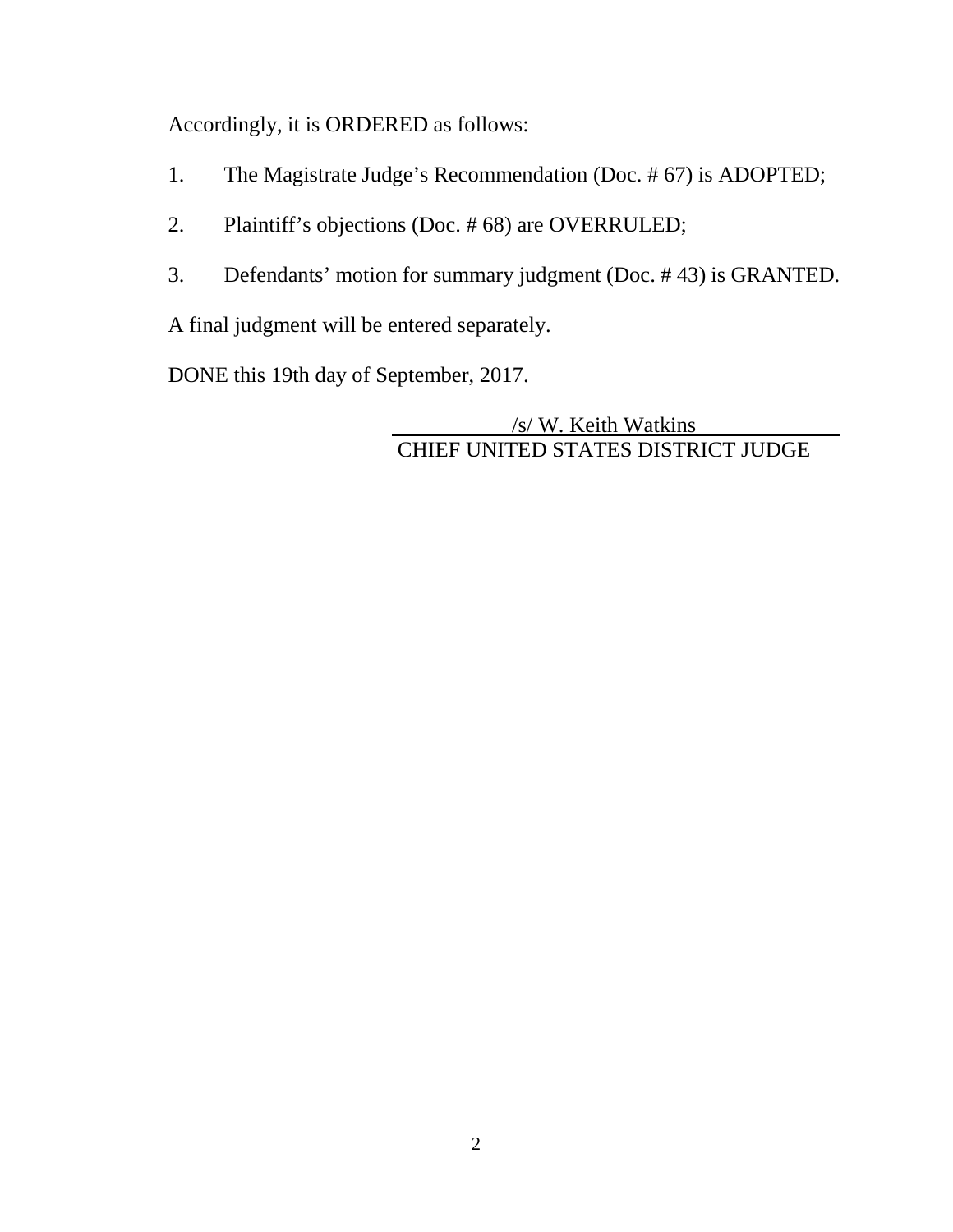Accordingly, it is ORDERED as follows:

1. The Magistrate Judge's Recommendation (Doc. # 67) is ADOPTED;

2. Plaintiff's objections (Doc. # 68) are OVERRULED;

3. Defendants' motion for summary judgment (Doc. # 43) is GRANTED.

A final judgment will be entered separately.

DONE this 19th day of September, 2017.

/s/ W. Keith Watkins
CHIEF UNITED STATES DISTRICT JUDGE